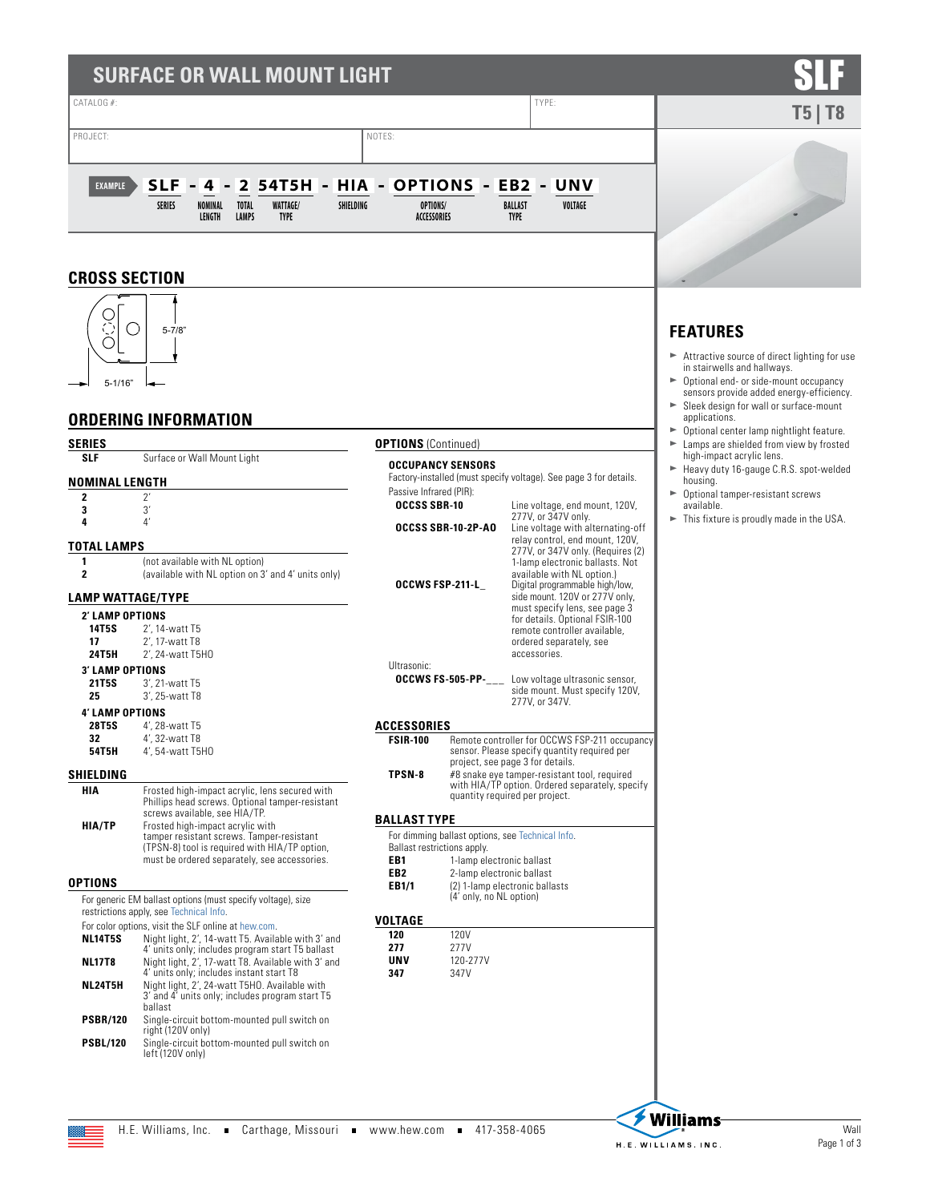# SURFACE OR WALL MOUNT LIGHT

# SLF

## T5 | T8

CATALOG #:

TYPE:

PROJECT:

NOTES:

EXAMPLE **SLF - 4 - 2 54T5H - HIA - OPTIONS - EB2 - UNV**

| SLF | 4 | 2 | 54T5H | HIA | OPTIONS | EB2 | UNV |
|---|---|---|---|---|---|---|---|
| SERIES | NOMINAL LENGTH | TOTAL LAMPS | WATTAGE/ TYPE | SHIELDING | OPTIONS/ ACCESSORIES | BALLAST TYPE | VOLTAGE |

## CROSS SECTION

5-7/8"

5-1/16"

## FEATURES

- Attractive source of direct lighting for use in stairwells and hallways.
- Optional end- or side-mount occupancy sensors provide added energy-efficiency.
- Sleek design for wall or surface-mount applications.
- Optional center lamp nightlight feature.
- Lamps are shielded from view by frosted high-impact acrylic lens.
- Heavy duty 16-gauge C.R.S. spot-welded housing.
- Optional tamper-resistant screws available.
- This fixture is proudly made in the USA.

## ORDERING INFORMATION

### SERIES

| | |
|---|---|
| **SLF** | Surface or Wall Mount Light |

### NOMINAL LENGTH

| | |
|---|---|
| **2** | 2' |
| **3** | 3' |
| **4** | 4' |

### TOTAL LAMPS

| | |
|---|---|
| **1** | (not available with NL option) |
| **2** | (available with NL option on 3' and 4' units only) |

### LAMP WATTAGE/TYPE

**2' LAMP OPTIONS**

| | |
|---|---|
| **14T5S** | 2', 14-watt T5 |
| **17** | 2', 17-watt T8 |
| **24T5H** | 2', 24-watt T5HO |

**3' LAMP OPTIONS**

| | |
|---|---|
| **21T5S** | 3', 21-watt T5 |
| **25** | 3', 25-watt T8 |

**4' LAMP OPTIONS**

| | |
|---|---|
| **28T5S** | 4', 28-watt T5 |
| **32** | 4', 32-watt T8 |
| **54T5H** | 4', 54-watt T5HO |

### SHIELDING

| | |
|---|---|
| **HIA** | Frosted high-impact acrylic, lens secured with Phillips head screws. Optional tamper-resistant screws available, see HIA/TP. |
| **HIA/TP** | Frosted high-impact acrylic with tamper resistant screws. Tamper-resistant (TPSN-8) tool is required with HIA/TP option, must be ordered separately, see accessories. |

### OPTIONS

For generic EM ballast options (must specify voltage), size restrictions apply, see Technical Info.

For color options, visit the SLF online at hew.com.

| | |
|---|---|
| **NL14T5S** | Night light, 2', 14-watt T5. Available with 3' and 4' units only; includes program start T5 ballast |
| **NL17T8** | Night light, 2', 17-watt T8. Available with 3' and 4' units only; includes instant start T8 |
| **NL24T5H** | Night light, 2', 24-watt T5HO. Available with 3' and 4' units only; includes program start T5 ballast |
| **PSBR/120** | Single-circuit bottom-mounted pull switch on right (120V only) |
| **PSBL/120** | Single-circuit bottom-mounted pull switch on left (120V only) |

### OPTIONS (Continued)

**OCCUPANCY SENSORS**

Factory-installed (must specify voltage). See page 3 for details.

Passive Infrared (PIR):

| | |
|---|---|
| **OCCSS SBR-10** | Line voltage, end mount, 120V, 277V, or 347V only. |
| **OCCSS SBR-10-2P-AO** | Line voltage with alternating-off relay control, end mount, 120V, 277V, or 347V only. (Requires (2) 1-lamp electronic ballasts. Not available with NL option.) |
| **OCCWS FSP-211-L_** | Digital programmable high/low, side mount. 120V or 277V only, must specify lens, see page 3 for details. Optional FSIR-100 remote controller available, ordered separately, see accessories. |

Ultrasonic:

| | |
|---|---|
| **OCCWS FS-505-PP-___** | Low voltage ultrasonic sensor, side mount. Must specify 120V, 277V, or 347V. |

### ACCESSORIES

| | |
|---|---|
| **FSIR-100** | Remote controller for OCCWS FSP-211 occupancy sensor. Please specify quantity required per project, see page 3 for details. |
| **TPSN-8** | #8 snake eye tamper-resistant tool, required with HIA/TP option. Ordered separately, specify quantity required per project. |

### BALLAST TYPE

For dimming ballast options, see Technical Info.

Ballast restrictions apply.

| | |
|---|---|
| **EB1** | 1-lamp electronic ballast |
| **EB2** | 2-lamp electronic ballast |
| **EB1/1** | (2) 1-lamp electronic ballasts (4' only, no NL option) |

### VOLTAGE

| | |
|---|---|
| **120** | 120V |
| **277** | 277V |
| **UNV** | 120-277V |
| **347** | 347V |

H.E. Williams, Inc. ■ Carthage, Missouri ■ www.hew.com ■ 417-358-4065

Wall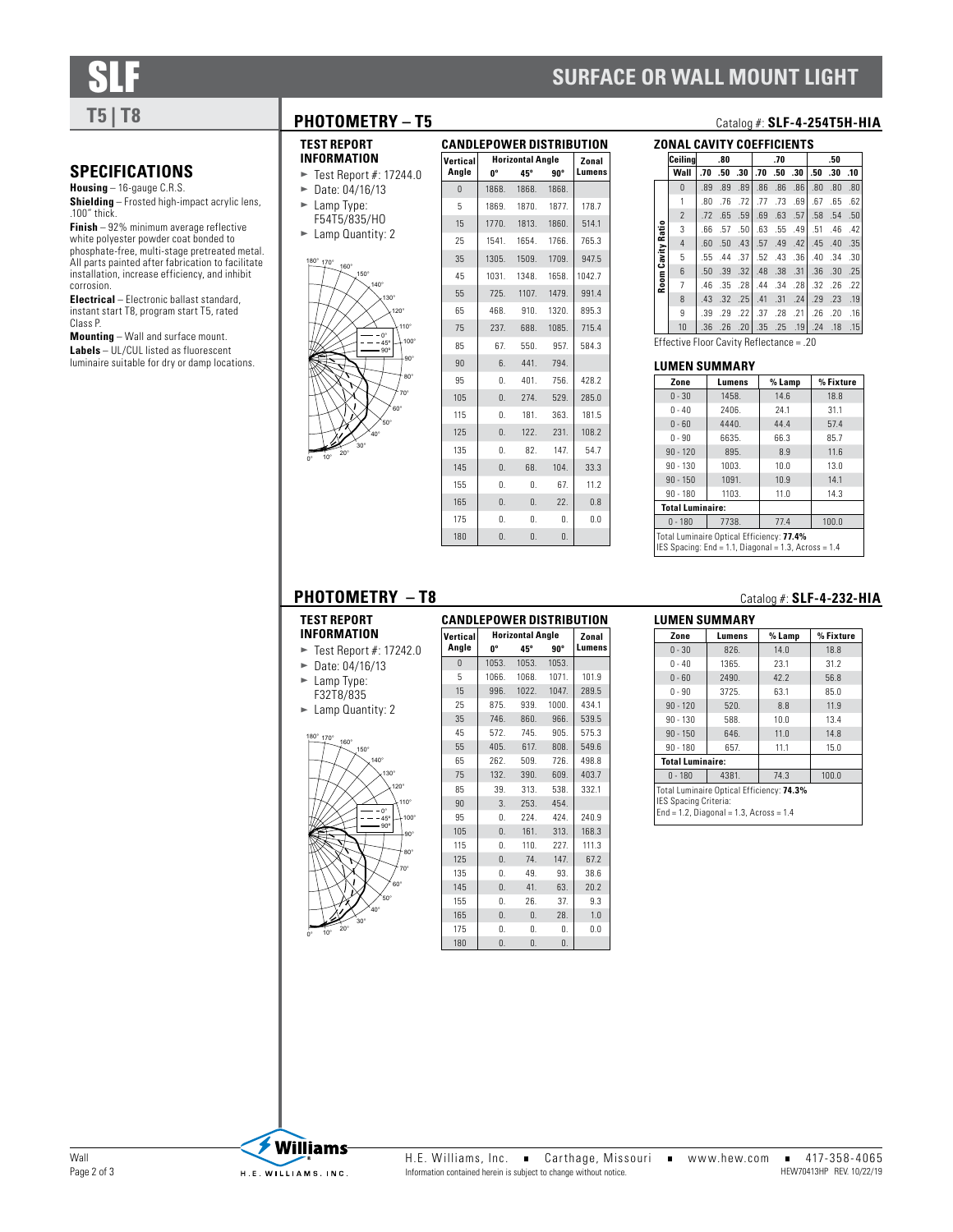# SLF

## SURFACE OR WALL MOUNT LIGHT

## T5 | T8

## SPECIFICATIONS

**Housing** – 16-gauge C.R.S.

**Shielding** – Frosted high-impact acrylic lens, .100" thick.

**Finish** – 92% minimum average reflective white polyester powder coat bonded to phosphate-free, multi-stage pretreated metal. All parts painted after fabrication to facilitate installation, increase efficiency, and inhibit corrosion.

**Electrical** – Electronic ballast standard, instant start T8, program start T5, rated Class P.

**Mounting** – Wall and surface mount.

**Labels** – UL/CUL listed as fluorescent luminaire suitable for dry or damp locations.

## PHOTOMETRY – T5

Catalog #: **SLF-4-254T5H-HIA**

### TEST REPORT INFORMATION

- Test Report #: 17244.0
- Date: 04/16/13
- Lamp Type: F54T5/835/HO
- Lamp Quantity: 2

### CANDLEPOWER DISTRIBUTION

| Vertical Angle | Horizontal Angle 0° | 45° | 90° | Zonal Lumens |
|---|---|---|---|---|
| 0 | 1868. | 1868. | 1868. | |
| 5 | 1869. | 1870. | 1877. | 178.7 |
| 15 | 1770. | 1813. | 1860. | 514.1 |
| 25 | 1541. | 1654. | 1766. | 765.3 |
| 35 | 1305. | 1509. | 1709. | 947.5 |
| 45 | 1031. | 1348. | 1658. | 1042.7 |
| 55 | 725. | 1107. | 1479. | 991.4 |
| 65 | 468. | 910. | 1320. | 895.3 |
| 75 | 237. | 688. | 1085. | 715.4 |
| 85 | 67. | 550. | 957. | 584.3 |
| 90 | 6. | 441. | 794. | |
| 95 | 0. | 401. | 756. | 428.2 |
| 105 | 0. | 274. | 529. | 285.0 |
| 115 | 0. | 181. | 363. | 181.5 |
| 125 | 0. | 122. | 231. | 108.2 |
| 135 | 0. | 82. | 147. | 54.7 |
| 145 | 0. | 68. | 104. | 33.3 |
| 155 | 0. | 0. | 67. | 11.2 |
| 165 | 0. | 0. | 22. | 0.8 |
| 175 | 0. | 0. | 0. | 0.0 |
| 180 | 0. | 0. | 0. | |

### ZONAL CAVITY COEFFICIENTS

| Ceiling | .80 | | | .70 | | | .50 | | |
|---|---|---|---|---|---|---|---|---|---|
| Wall | .70 | .50 | .30 | .70 | .50 | .30 | .50 | .30 | .10 |
| 0 | .89 | .89 | .89 | .86 | .86 | .86 | .80 | .80 | .80 |
| 1 | .80 | .76 | .72 | .77 | .73 | .69 | .67 | .65 | .62 |
| 2 | .72 | .65 | .59 | .69 | .63 | .57 | .58 | .54 | .50 |
| 3 | .66 | .57 | .50 | .63 | .55 | .49 | .51 | .46 | .42 |
| 4 | .60 | .50 | .43 | .57 | .49 | .42 | .45 | .40 | .35 |
| 5 | .55 | .44 | .37 | .52 | .43 | .36 | .40 | .34 | .30 |
| 6 | .50 | .39 | .32 | .48 | .38 | .31 | .36 | .30 | .25 |
| 7 | .46 | .35 | .28 | .44 | .34 | .28 | .32 | .26 | .22 |
| 8 | .43 | .32 | .25 | .41 | .31 | .24 | .29 | .23 | .19 |
| 9 | .39 | .29 | .22 | .37 | .28 | .21 | .26 | .20 | .16 |
| 10 | .36 | .26 | .20 | .35 | .25 | .19 | .24 | .18 | .15 |

Room Cavity Ratio

Effective Floor Cavity Reflectance = .20

### LUMEN SUMMARY

| Zone | Lumens | % Lamp | % Fixture |
|---|---|---|---|
| 0 - 30 | 1458. | 14.6 | 18.8 |
| 0 - 40 | 2406. | 24.1 | 31.1 |
| 0 - 60 | 4440. | 44.4 | 57.4 |
| 0 - 90 | 6635. | 66.3 | 85.7 |
| 90 - 120 | 895. | 8.9 | 11.6 |
| 90 - 130 | 1003. | 10.0 | 13.0 |
| 90 - 150 | 1091. | 10.9 | 14.1 |
| 90 - 180 | 1103. | 11.0 | 14.3 |
| **Total Luminaire:** | | | |
| 0 - 180 | 7738. | 77.4 | 100.0 |

Total Luminaire Optical Efficiency: **77.4%**
IES Spacing: End = 1.1, Diagonal = 1.3, Across = 1.4

## PHOTOMETRY – T8

Catalog #: **SLF-4-232-HIA**

### TEST REPORT INFORMATION

- Test Report #: 17242.0
- Date: 04/16/13
- Lamp Type: F32T8/835
- Lamp Quantity: 2

### CANDLEPOWER DISTRIBUTION

| Vertical Angle | Horizontal Angle 0° | 45° | 90° | Zonal Lumens |
|---|---|---|---|---|
| 0 | 1053. | 1053. | 1053. | |
| 5 | 1066. | 1068. | 1071. | 101.9 |
| 15 | 996. | 1022. | 1047. | 289.5 |
| 25 | 875. | 939. | 1000. | 434.1 |
| 35 | 746. | 860. | 966. | 539.5 |
| 45 | 572. | 745. | 905. | 575.3 |
| 55 | 405. | 617. | 808. | 549.6 |
| 65 | 262. | 509. | 726. | 498.8 |
| 75 | 132. | 390. | 609. | 403.7 |
| 85 | 39. | 313. | 538. | 332.1 |
| 90 | 3. | 253. | 454. | |
| 95 | 0. | 224. | 424. | 240.9 |
| 105 | 0. | 161. | 313. | 168.3 |
| 115 | 0. | 110. | 227. | 111.3 |
| 125 | 0. | 74. | 147. | 67.2 |
| 135 | 0. | 49. | 93. | 38.6 |
| 145 | 0. | 41. | 63. | 20.2 |
| 155 | 0. | 26. | 37. | 9.3 |
| 165 | 0. | 0. | 28. | 1.0 |
| 175 | 0. | 0. | 0. | 0.0 |
| 180 | 0. | 0. | 0. | |

### LUMEN SUMMARY

| Zone | Lumens | % Lamp | % Fixture |
|---|---|---|---|
| 0 - 30 | 826. | 14.0 | 18.8 |
| 0 - 40 | 1365. | 23.1 | 31.2 |
| 0 - 60 | 2490. | 42.2 | 56.8 |
| 0 - 90 | 3725. | 63.1 | 85.0 |
| 90 - 120 | 520. | 8.8 | 11.9 |
| 90 - 130 | 588. | 10.0 | 13.4 |
| 90 - 150 | 646. | 11.0 | 14.8 |
| 90 - 180 | 657. | 11.1 | 15.0 |
| **Total Luminaire:** | | | |
| 0 - 180 | 4381. | 74.3 | 100.0 |

Total Luminaire Optical Efficiency: **74.3%**
IES Spacing Criteria:
End = 1.2, Diagonal = 1.3, Across = 1.4

H.E. Williams, Inc. ▪ Carthage, Missouri ▪ www.hew.com ▪ 417-358-4065

Information contained herein is subject to change without notice. HEW70413HP REV. 10/22/19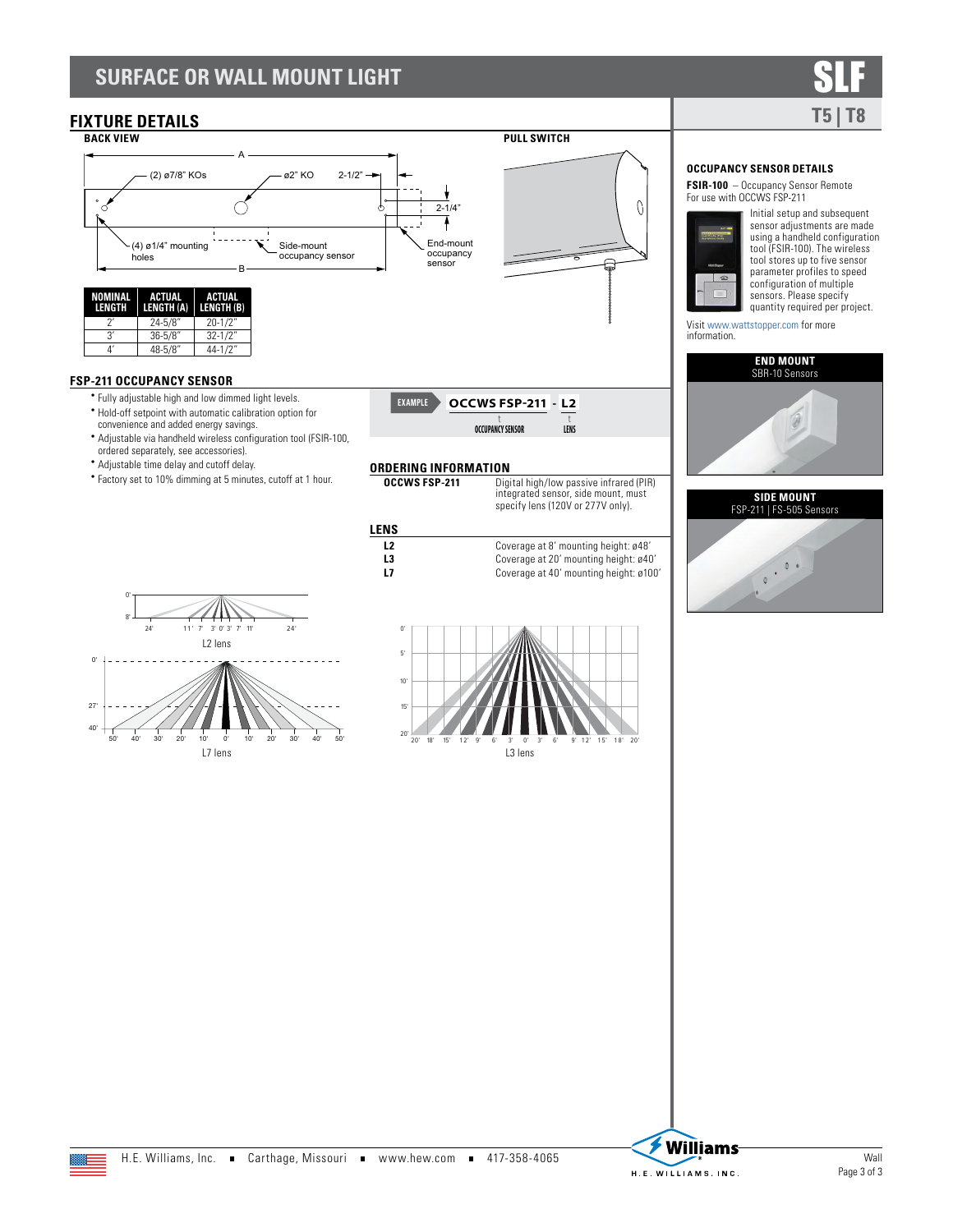# SURFACE OR WALL MOUNT LIGHT

**SLF**

**T5 | T8**

## FIXTURE DETAILS

**BACK VIEW**

A

(2) ø7/8" KOs

ø2" KO

2-1/2"

2-1/4"

(4) ø1/4" mounting holes

Side-mount occupancy sensor

End-mount occupancy sensor

B

**PULL SWITCH**

| NOMINAL LENGTH | ACTUAL LENGTH (A) | ACTUAL LENGTH (B) |
|---|---|---|
| 2' | 24-5/8" | 20-1/2" |
| 3' | 36-5/8" | 32-1/2" |
| 4' | 48-5/8" | 44-1/2" |

### FSP-211 OCCUPANCY SENSOR

- Fully adjustable high and low dimmed light levels.
- Hold-off setpoint with automatic calibration option for convenience and added energy savings.
- Adjustable via handheld wireless configuration tool (FSIR-100, ordered separately, see accessories).
- Adjustable time delay and cutoff delay.
- Factory set to 10% dimming at 5 minutes, cutoff at 1 hour.

EXAMPLE **OCCWS FSP-211 - L2**

OCCUPANCY SENSOR — LENS

### ORDERING INFORMATION

| | |
|---|---|
| **OCCWS FSP-211** | Digital high/low passive infrared (PIR) integrated sensor, side mount, must specify lens (120V or 277V only). |

### LENS

| | |
|---|---|
| **L2** | Coverage at 8' mounting height: ø48' |
| **L3** | Coverage at 20' mounting height: ø40' |
| **L7** | Coverage at 40' mounting height: ø100' |

0'
8'
24' 11' 7' 3' 0' 3' 7' 11' 24'
L2 lens

0'
27'
40'
50' 40' 30' 20' 10' 0' 10' 20' 30' 40' 50'
L7 lens

0'
5'
10'
15'
20'
20' 18' 15' 12' 9' 6' 3' 0' 3' 6' 9' 12' 15' 18' 20'
L3 lens

### OCCUPANCY SENSOR DETAILS

**FSIR-100** – Occupancy Sensor Remote
For use with OCCWS FSP-211

Initial setup and subsequent sensor adjustments are made using a handheld configuration tool (FSIR-100). The wireless tool stores up to five sensor parameter profiles to speed configuration of multiple sensors. Please specify quantity required per project.

Visit www.wattstopper.com for more information.

**END MOUNT**
SBR-10 Sensors

**SIDE MOUNT**
FSP-211 | FS-505 Sensors

H.E. Williams, Inc. ■ Carthage, Missouri ■ www.hew.com ■ 417-358-4065

Wall